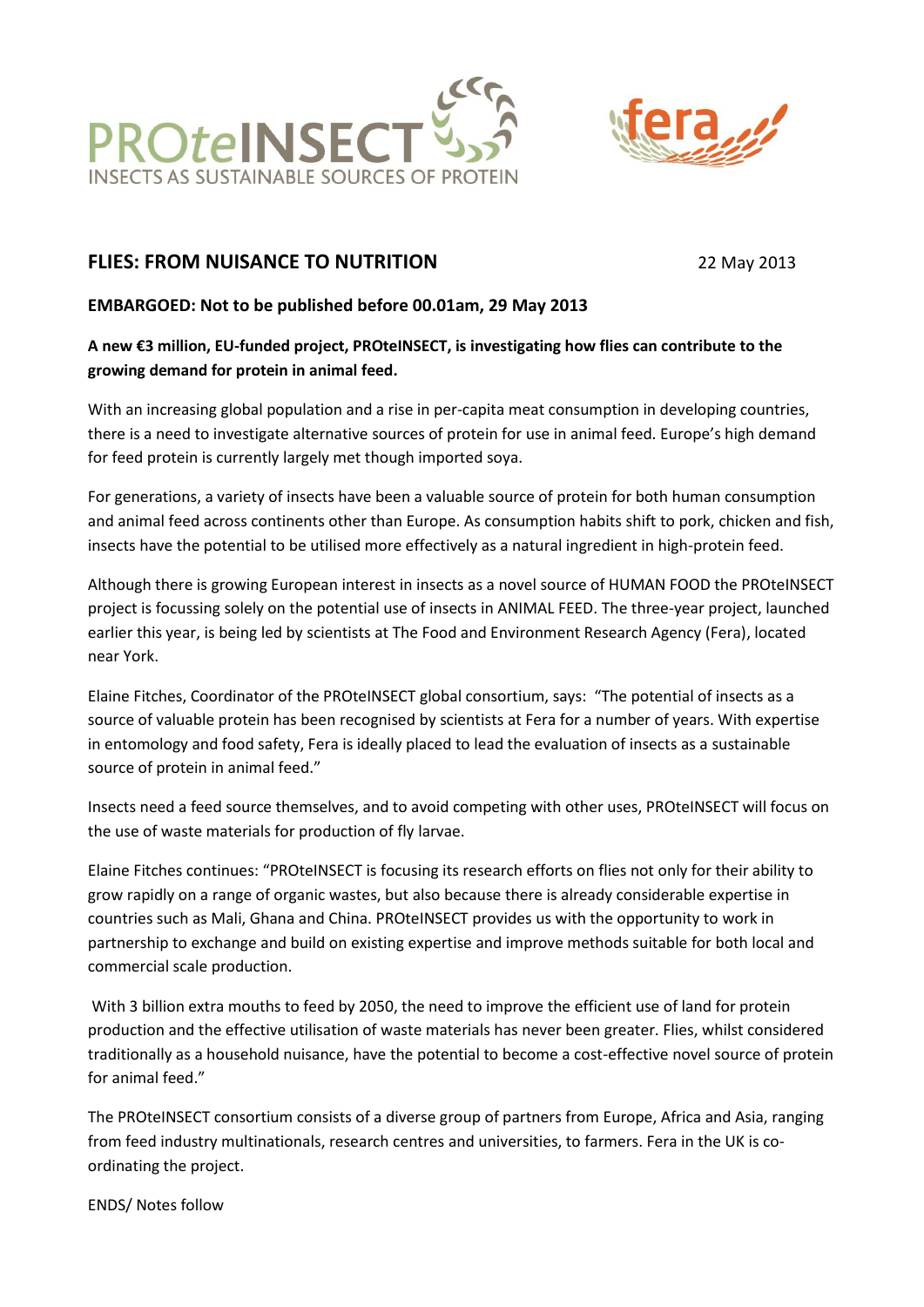PROteINSECT
INSECTS AS SUSTAINABLE SOURCES OF PROTEIN

fera

# FLIES: FROM NUISANCE TO NUTRITION

22 May 2013

**EMBARGOED: Not to be published before 00.01am, 29 May 2013**

**A new €3 million, EU-funded project, PROteINSECT, is investigating how flies can contribute to the growing demand for protein in animal feed.**

With an increasing global population and a rise in per-capita meat consumption in developing countries, there is a need to investigate alternative sources of protein for use in animal feed. Europe's high demand for feed protein is currently largely met though imported soya.

For generations, a variety of insects have been a valuable source of protein for both human consumption and animal feed across continents other than Europe. As consumption habits shift to pork, chicken and fish, insects have the potential to be utilised more effectively as a natural ingredient in high-protein feed.

Although there is growing European interest in insects as a novel source of HUMAN FOOD the PROteINSECT project is focussing solely on the potential use of insects in ANIMAL FEED. The three-year project, launched earlier this year, is being led by scientists at The Food and Environment Research Agency (Fera), located near York.

Elaine Fitches, Coordinator of the PROteINSECT global consortium, says: "The potential of insects as a source of valuable protein has been recognised by scientists at Fera for a number of years. With expertise in entomology and food safety, Fera is ideally placed to lead the evaluation of insects as a sustainable source of protein in animal feed."

Insects need a feed source themselves, and to avoid competing with other uses, PROteINSECT will focus on the use of waste materials for production of fly larvae.

Elaine Fitches continues: "PROteINSECT is focusing its research efforts on flies not only for their ability to grow rapidly on a range of organic wastes, but also because there is already considerable expertise in countries such as Mali, Ghana and China. PROteINSECT provides us with the opportunity to work in partnership to exchange and build on existing expertise and improve methods suitable for both local and commercial scale production.

With 3 billion extra mouths to feed by 2050, the need to improve the efficient use of land for protein production and the effective utilisation of waste materials has never been greater. Flies, whilst considered traditionally as a household nuisance, have the potential to become a cost-effective novel source of protein for animal feed."

The PROteINSECT consortium consists of a diverse group of partners from Europe, Africa and Asia, ranging from feed industry multinationals, research centres and universities, to farmers. Fera in the UK is co-ordinating the project.

ENDS/ Notes follow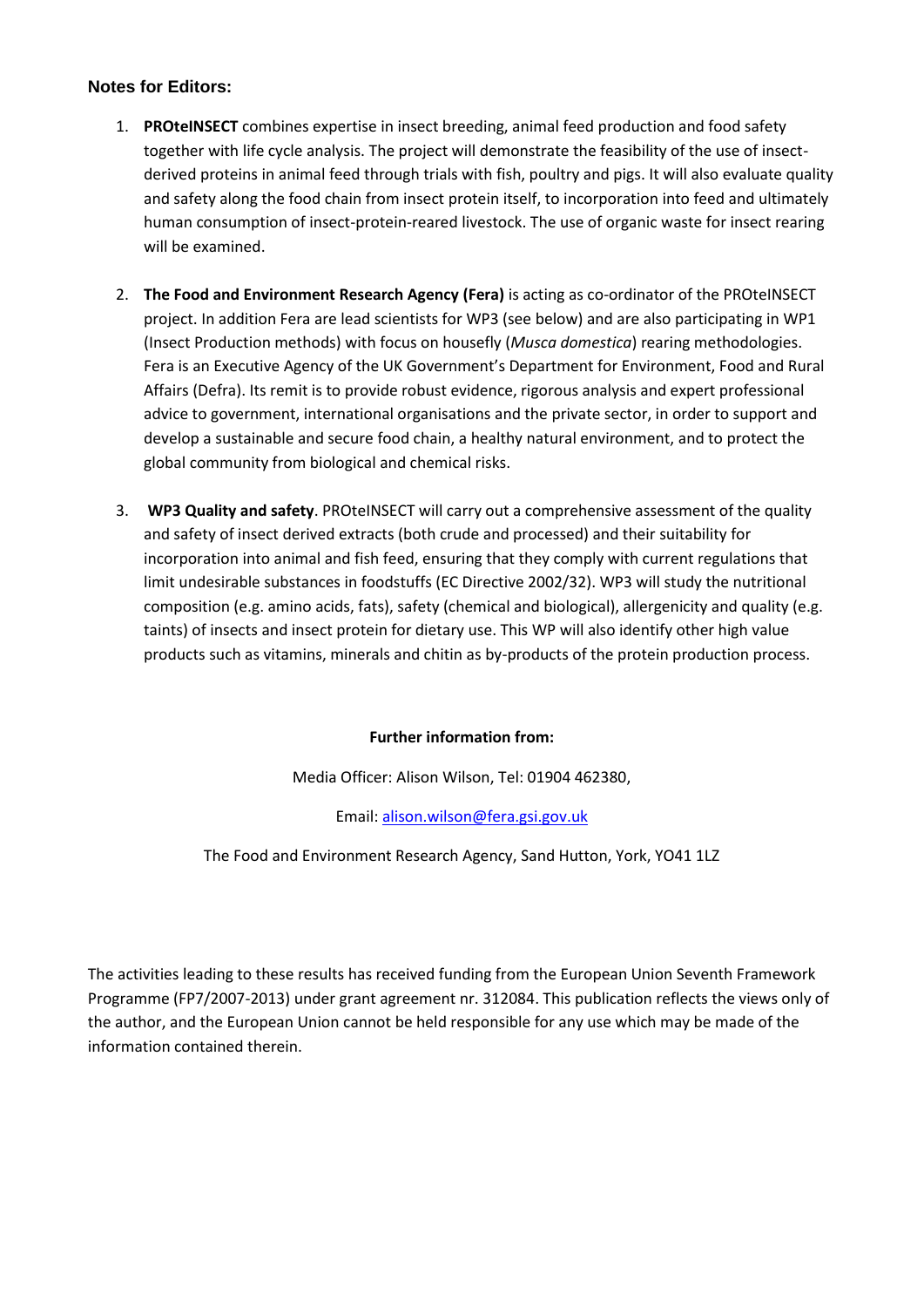## Notes for Editors:

1. **PROteINSECT** combines expertise in insect breeding, animal feed production and food safety together with life cycle analysis. The project will demonstrate the feasibility of the use of insect-derived proteins in animal feed through trials with fish, poultry and pigs. It will also evaluate quality and safety along the food chain from insect protein itself, to incorporation into feed and ultimately human consumption of insect-protein-reared livestock. The use of organic waste for insect rearing will be examined.

2. **The Food and Environment Research Agency (Fera)** is acting as co-ordinator of the PROteINSECT project. In addition Fera are lead scientists for WP3 (see below) and are also participating in WP1 (Insect Production methods) with focus on housefly (*Musca domestica*) rearing methodologies. Fera is an Executive Agency of the UK Government's Department for Environment, Food and Rural Affairs (Defra). Its remit is to provide robust evidence, rigorous analysis and expert professional advice to government, international organisations and the private sector, in order to support and develop a sustainable and secure food chain, a healthy natural environment, and to protect the global community from biological and chemical risks.

3. **WP3 Quality and safety**. PROteINSECT will carry out a comprehensive assessment of the quality and safety of insect derived extracts (both crude and processed) and their suitability for incorporation into animal and fish feed, ensuring that they comply with current regulations that limit undesirable substances in foodstuffs (EC Directive 2002/32). WP3 will study the nutritional composition (e.g. amino acids, fats), safety (chemical and biological), allergenicity and quality (e.g. taints) of insects and insect protein for dietary use. This WP will also identify other high value products such as vitamins, minerals and chitin as by-products of the protein production process.

**Further information from:**

Media Officer: Alison Wilson, Tel: 01904 462380,

Email: alison.wilson@fera.gsi.gov.uk

The Food and Environment Research Agency, Sand Hutton, York, YO41 1LZ

The activities leading to these results has received funding from the European Union Seventh Framework Programme (FP7/2007-2013) under grant agreement nr. 312084. This publication reflects the views only of the author, and the European Union cannot be held responsible for any use which may be made of the information contained therein.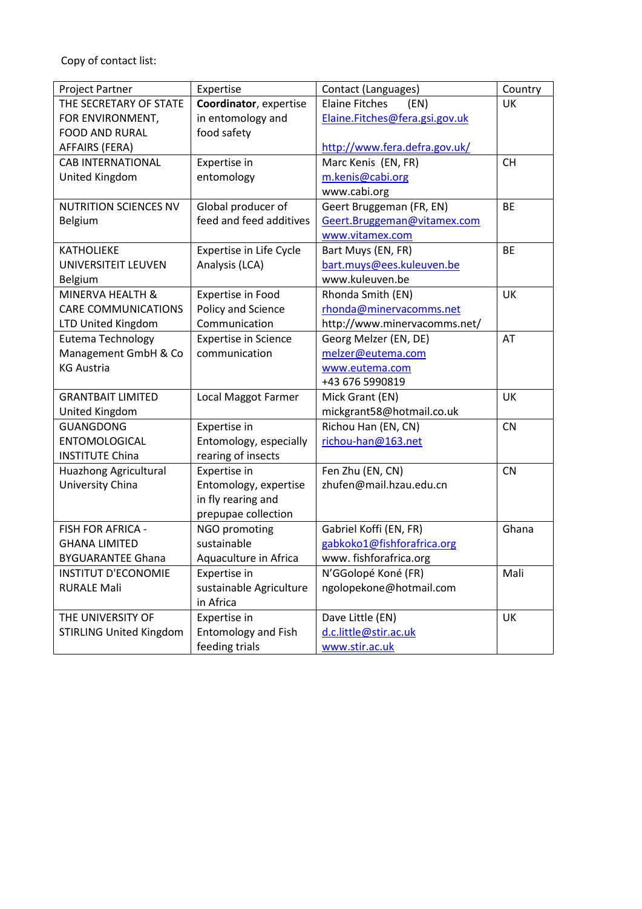Copy of contact list:

| Project Partner | Expertise | Contact (Languages) | Country |
|---|---|---|---|
| THE SECRETARY OF STATE FOR ENVIRONMENT, FOOD AND RURAL AFFAIRS (FERA) | **Coordinator**, expertise in entomology and food safety | Elaine Fitches (EN) Elaine.Fitches@fera.gsi.gov.uk http://www.fera.defra.gov.uk/ | UK |
| CAB INTERNATIONAL United Kingdom | Expertise in entomology | Marc Kenis (EN, FR) m.kenis@cabi.org www.cabi.org | CH |
| NUTRITION SCIENCES NV Belgium | Global producer of feed and feed additives | Geert Bruggeman (FR, EN) Geert.Bruggeman@vitamex.com www.vitamex.com | BE |
| KATHOLIEKE UNIVERSITEIT LEUVEN Belgium | Expertise in Life Cycle Analysis (LCA) | Bart Muys (EN, FR) bart.muys@ees.kuleuven.be www.kuleuven.be | BE |
| MINERVA HEALTH & CARE COMMUNICATIONS LTD United Kingdom | Expertise in Food Policy and Science Communication | Rhonda Smith (EN) rhonda@minervacomms.net http://www.minervacomms.net/ | UK |
| Eutema Technology Management GmbH & Co KG Austria | Expertise in Science communication | Georg Melzer (EN, DE) melzer@eutema.com www.eutema.com +43 676 5990819 | AT |
| GRANTBAIT LIMITED United Kingdom | Local Maggot Farmer | Mick Grant (EN) mickgrant58@hotmail.co.uk | UK |
| GUANGDONG ENTOMOLOGICAL INSTITUTE China | Expertise in Entomology, especially rearing of insects | Richou Han (EN, CN) richou-han@163.net | CN |
| Huazhong Agricultural University China | Expertise in Entomology, expertise in fly rearing and prepupae collection | Fen Zhu (EN, CN) zhufen@mail.hzau.edu.cn | CN |
| FISH FOR AFRICA - GHANA LIMITED BYGUARANTEE Ghana | NGO promoting sustainable Aquaculture in Africa | Gabriel Koffi (EN, FR) gabkoko1@fishforafrica.org www. fishforafrica.org | Ghana |
| INSTITUT D'ECONOMIE RURALE Mali | Expertise in sustainable Agriculture in Africa | N'GGolopé Koné (FR) ngolopekone@hotmail.com | Mali |
| THE UNIVERSITY OF STIRLING United Kingdom | Expertise in Entomology and Fish feeding trials | Dave Little (EN) d.c.little@stir.ac.uk www.stir.ac.uk | UK |